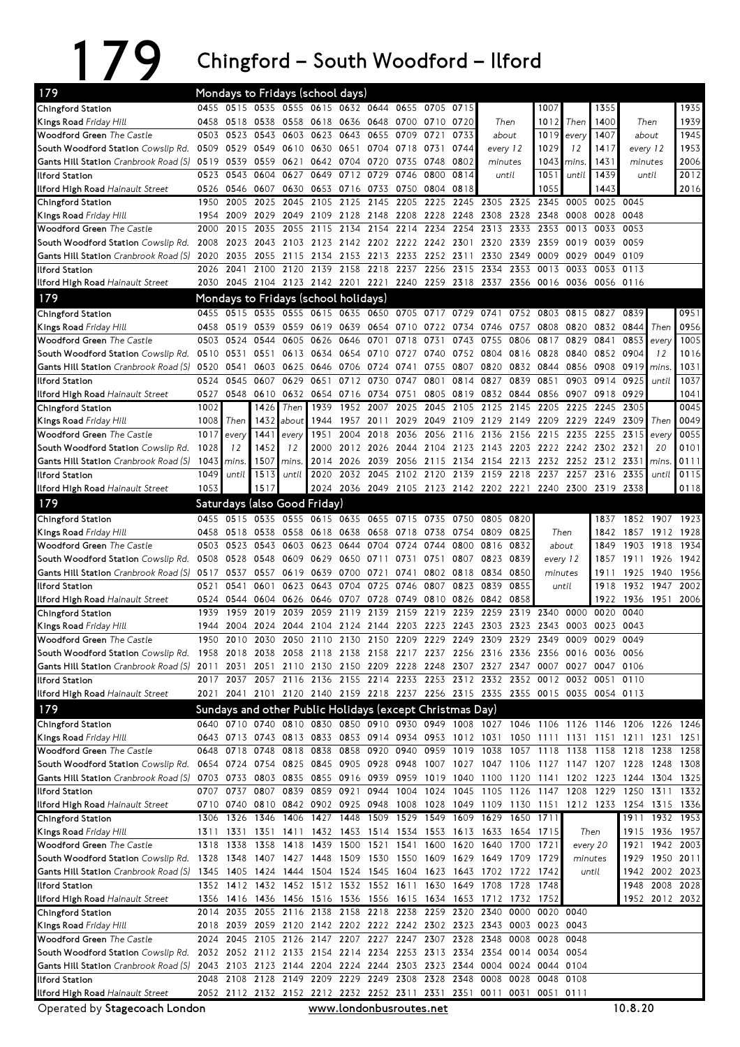# 179 Chingford – South Woodford – Ilford

## Mondays to Fridays (school days)

| 179 | | | | | | | | | | | | | | | | | | |
|---|---|---|---|---|---|---|---|---|---|---|---|---|---|---|---|---|---|---|
| Chingford Station | 0455 | 0515 | 0535 | 0555 | 0615 | 0632 | 0644 | 0655 | 0705 | 0715 | Then | | 1007 | Then | 1355 | Then | | 1935 |
| Kings Road *Friday Hill* | 0458 | 0518 | 0538 | 0558 | 0618 | 0636 | 0648 | 0700 | 0710 | 0720 | about | | 1012 | every | 1400 | about | | 1939 |
| Woodford Green *The Castle* | 0503 | 0523 | 0543 | 0603 | 0623 | 0643 | 0655 | 0709 | 0721 | 0733 | every 12 | | 1019 | 12 | 1407 | every 12 | | 1945 |
| South Woodford Station *Cowslip Rd.* | 0509 | 0529 | 0549 | 0610 | 0630 | 0651 | 0704 | 0718 | 0731 | 0744 | minutes | | 1029 | mins. | 1417 | minutes | | 1953 |
| Gants Hill Station *Cranbrook Road (S)* | 0519 | 0539 | 0559 | 0621 | 0642 | 0704 | 0720 | 0735 | 0748 | 0802 | until | | 1043 | until | 1431 | until | | 2006 |
| Ilford Station | 0523 | 0543 | 0604 | 0627 | 0649 | 0712 | 0729 | 0746 | 0800 | 0814 | | | 1051 | | 1439 | | | 2012 |
| Ilford High Road *Hainault Street* | 0526 | 0546 | 0607 | 0630 | 0653 | 0716 | 0733 | 0750 | 0804 | 0818 | | | 1055 | | 1443 | | | 2016 |
| Chingford Station | 1950 | 2005 | 2025 | 2045 | 2105 | 2125 | 2145 | 2205 | 2225 | 2245 | 2305 | 2325 | 2345 | 0005 | 0025 | 0045 | | |
| Kings Road *Friday Hill* | 1954 | 2009 | 2029 | 2049 | 2109 | 2128 | 2148 | 2208 | 2228 | 2248 | 2308 | 2328 | 2348 | 0008 | 0028 | 0048 | | |
| Woodford Green *The Castle* | 2000 | 2015 | 2035 | 2055 | 2115 | 2134 | 2154 | 2214 | 2234 | 2254 | 2313 | 2333 | 2353 | 0013 | 0033 | 0053 | | |
| South Woodford Station *Cowslip Rd.* | 2008 | 2023 | 2043 | 2103 | 2123 | 2142 | 2202 | 2222 | 2242 | 2301 | 2320 | 2339 | 2359 | 0019 | 0039 | 0059 | | |
| Gants Hill Station *Cranbrook Road (S)* | 2020 | 2035 | 2055 | 2115 | 2134 | 2153 | 2213 | 2233 | 2252 | 2311 | 2330 | 2349 | 0009 | 0029 | 0049 | 0109 | | |
| Ilford Station | 2026 | 2041 | 2100 | 2120 | 2139 | 2158 | 2218 | 2237 | 2256 | 2315 | 2334 | 2353 | 0013 | 0033 | 0053 | 0113 | | |
| Ilford High Road *Hainault Street* | 2030 | 2045 | 2104 | 2123 | 2142 | 2201 | 2221 | 2240 | 2259 | 2318 | 2337 | 2356 | 0016 | 0036 | 0056 | 0116 | | |

## Mondays to Fridays (school holidays)

| 179 | | | | | | | | | | | | | | | | | | |
|---|---|---|---|---|---|---|---|---|---|---|---|---|---|---|---|---|---|---|
| Chingford Station | 0455 | 0515 | 0535 | 0555 | 0615 | 0635 | 0650 | 0705 | 0717 | 0729 | 0741 | 0752 | 0803 | 0815 | 0827 | 0839 | Then | 0951 |
| Kings Road *Friday Hill* | 0458 | 0519 | 0539 | 0559 | 0619 | 0639 | 0654 | 0710 | 0722 | 0734 | 0746 | 0757 | 0808 | 0820 | 0832 | 0844 | every | 0956 |
| Woodford Green *The Castle* | 0503 | 0524 | 0544 | 0605 | 0626 | 0646 | 0701 | 0718 | 0731 | 0743 | 0755 | 0806 | 0817 | 0829 | 0841 | 0853 | 12 | 1005 |
| South Woodford Station *Cowslip Rd.* | 0510 | 0531 | 0551 | 0613 | 0634 | 0654 | 0710 | 0727 | 0740 | 0752 | 0804 | 0816 | 0828 | 0840 | 0852 | 0904 | mins. | 1016 |
| Gants Hill Station *Cranbrook Road (S)* | 0520 | 0541 | 0603 | 0625 | 0646 | 0706 | 0724 | 0741 | 0755 | 0807 | 0820 | 0832 | 0844 | 0856 | 0908 | 0919 | until | 1031 |
| Ilford Station | 0524 | 0545 | 0607 | 0629 | 0651 | 0712 | 0730 | 0747 | 0801 | 0814 | 0827 | 0839 | 0851 | 0903 | 0914 | 0925 | | 1037 |
| Ilford High Road *Hainault Street* | 0527 | 0548 | 0610 | 0632 | 0654 | 0716 | 0734 | 0751 | 0805 | 0819 | 0832 | 0844 | 0856 | 0907 | 0918 | 0929 | | 1041 |
| Chingford Station | 1002 | Then | 1426 | Then | 1939 | 1952 | 2007 | 2025 | 2045 | 2105 | 2125 | 2145 | 2205 | 2225 | 2245 | 2305 | Then | 0045 |
| Kings Road *Friday Hill* | 1008 | every | 1432 | about | 1944 | 1957 | 2011 | 2029 | 2049 | 2109 | 2129 | 2149 | 2209 | 2229 | 2249 | 2309 | every | 0049 |
| Woodford Green *The Castle* | 1017 | 12 | 1441 | every | 1951 | 2004 | 2018 | 2036 | 2056 | 2116 | 2136 | 2156 | 2215 | 2235 | 2255 | 2315 | 20 | 0055 |
| South Woodford Station *Cowslip Rd.* | 1028 | mins. | 1452 | 12 | 2000 | 2012 | 2026 | 2044 | 2104 | 2123 | 2143 | 2203 | 2222 | 2242 | 2302 | 2321 | mins. | 0101 |
| Gants Hill Station *Cranbrook Road (S)* | 1043 | until | 1507 | mins. | 2014 | 2026 | 2039 | 2056 | 2115 | 2134 | 2154 | 2213 | 2232 | 2252 | 2312 | 2331 | until | 0111 |
| Ilford Station | 1049 | | 1513 | until | 2020 | 2032 | 2045 | 2102 | 2120 | 2139 | 2159 | 2218 | 2237 | 2257 | 2316 | 2335 | | 0115 |
| Ilford High Road *Hainault Street* | 1053 | | 1517 | | 2024 | 2036 | 2049 | 2105 | 2123 | 2142 | 2202 | 2221 | 2240 | 2300 | 2319 | 2338 | | 0118 |

## Saturdays (also Good Friday)

| 179 | | | | | | | | | | | | | | | | | | |
|---|---|---|---|---|---|---|---|---|---|---|---|---|---|---|---|---|---|---|
| Chingford Station | 0455 | 0515 | 0535 | 0555 | 0615 | 0635 | 0655 | 0715 | 0735 | 0750 | 0805 | 0820 | Then | | 1837 | 1852 | 1907 | 1923 |
| Kings Road *Friday Hill* | 0458 | 0518 | 0538 | 0558 | 0618 | 0638 | 0658 | 0718 | 0738 | 0754 | 0809 | 0825 | about | | 1842 | 1857 | 1912 | 1928 |
| Woodford Green *The Castle* | 0503 | 0523 | 0543 | 0603 | 0623 | 0644 | 0704 | 0724 | 0744 | 0800 | 0816 | 0832 | every 12 | | 1849 | 1903 | 1918 | 1934 |
| South Woodford Station *Cowslip Rd.* | 0508 | 0528 | 0548 | 0609 | 0629 | 0650 | 0711 | 0731 | 0751 | 0807 | 0823 | 0839 | minutes | | 1857 | 1911 | 1926 | 1942 |
| Gants Hill Station *Cranbrook Road (S)* | 0517 | 0537 | 0557 | 0619 | 0639 | 0700 | 0721 | 0741 | 0802 | 0818 | 0834 | 0850 | until | | 1911 | 1925 | 1940 | 1956 |
| Ilford Station | 0521 | 0541 | 0601 | 0623 | 0643 | 0704 | 0725 | 0746 | 0807 | 0823 | 0839 | 0855 | | | 1918 | 1932 | 1947 | 2002 |
| Ilford High Road *Hainault Street* | 0524 | 0544 | 0604 | 0626 | 0646 | 0707 | 0728 | 0749 | 0810 | 0826 | 0842 | 0858 | | | 1922 | 1936 | 1951 | 2006 |
| Chingford Station | 1939 | 1959 | 2019 | 2039 | 2059 | 2119 | 2139 | 2159 | 2219 | 2239 | 2259 | 2319 | 2340 | 0000 | 0020 | 0040 | | |
| Kings Road *Friday Hill* | 1944 | 2004 | 2024 | 2044 | 2104 | 2124 | 2144 | 2203 | 2223 | 2243 | 2303 | 2323 | 2343 | 0003 | 0023 | 0043 | | |
| Woodford Green *The Castle* | 1950 | 2010 | 2030 | 2050 | 2110 | 2130 | 2150 | 2209 | 2229 | 2249 | 2309 | 2329 | 2349 | 0009 | 0029 | 0049 | | |
| South Woodford Station *Cowslip Rd.* | 1958 | 2018 | 2038 | 2058 | 2118 | 2138 | 2158 | 2217 | 2237 | 2256 | 2316 | 2336 | 2356 | 0016 | 0036 | 0056 | | |
| Gants Hill Station *Cranbrook Road (S)* | 2011 | 2031 | 2051 | 2110 | 2130 | 2150 | 2209 | 2228 | 2248 | 2307 | 2327 | 2347 | 0007 | 0027 | 0047 | 0106 | | |
| Ilford Station | 2017 | 2037 | 2057 | 2116 | 2136 | 2155 | 2214 | 2233 | 2253 | 2312 | 2332 | 2352 | 0012 | 0032 | 0051 | 0110 | | |
| Ilford High Road *Hainault Street* | 2021 | 2041 | 2101 | 2120 | 2140 | 2159 | 2218 | 2237 | 2256 | 2315 | 2335 | 2355 | 0015 | 0035 | 0054 | 0113 | | |

## Sundays and other Public Holidays (except Christmas Day)

| 179 | | | | | | | | | | | | | | | | | | |
|---|---|---|---|---|---|---|---|---|---|---|---|---|---|---|---|---|---|---|
| Chingford Station | 0640 | 0710 | 0740 | 0810 | 0830 | 0850 | 0910 | 0930 | 0949 | 1008 | 1027 | 1046 | 1106 | 1126 | 1146 | 1206 | 1226 | 1246 |
| Kings Road *Friday Hill* | 0643 | 0713 | 0743 | 0813 | 0833 | 0853 | 0914 | 0934 | 0953 | 1012 | 1031 | 1050 | 1111 | 1131 | 1151 | 1211 | 1231 | 1251 |
| Woodford Green *The Castle* | 0648 | 0718 | 0748 | 0818 | 0838 | 0858 | 0920 | 0940 | 0959 | 1019 | 1038 | 1057 | 1118 | 1138 | 1158 | 1218 | 1238 | 1258 |
| South Woodford Station *Cowslip Rd.* | 0654 | 0724 | 0754 | 0825 | 0845 | 0905 | 0928 | 0948 | 1007 | 1027 | 1047 | 1106 | 1127 | 1147 | 1207 | 1228 | 1248 | 1308 |
| Gants Hill Station *Cranbrook Road (S)* | 0703 | 0733 | 0803 | 0835 | 0855 | 0916 | 0939 | 0959 | 1019 | 1040 | 1100 | 1120 | 1141 | 1202 | 1223 | 1244 | 1304 | 1325 |
| Ilford Station | 0707 | 0737 | 0807 | 0839 | 0859 | 0921 | 0944 | 1004 | 1024 | 1045 | 1105 | 1126 | 1147 | 1208 | 1229 | 1250 | 1311 | 1332 |
| Ilford High Road *Hainault Street* | 0710 | 0740 | 0810 | 0842 | 0902 | 0925 | 0948 | 1008 | 1028 | 1049 | 1109 | 1130 | 1151 | 1212 | 1233 | 1254 | 1315 | 1336 |
| Chingford Station | 1306 | 1326 | 1346 | 1406 | 1427 | 1448 | 1509 | 1529 | 1549 | 1609 | 1629 | 1650 | 1711 | Then | | 1911 | 1932 | 1953 |
| Kings Road *Friday Hill* | 1311 | 1331 | 1351 | 1411 | 1432 | 1453 | 1514 | 1534 | 1553 | 1613 | 1633 | 1654 | 1715 | every 20 | | 1915 | 1936 | 1957 |
| Woodford Green *The Castle* | 1318 | 1338 | 1358 | 1418 | 1439 | 1500 | 1521 | 1541 | 1600 | 1620 | 1640 | 1700 | 1721 | minutes | | 1921 | 1942 | 2003 |
| South Woodford Station *Cowslip Rd.* | 1328 | 1348 | 1407 | 1427 | 1448 | 1509 | 1530 | 1550 | 1609 | 1629 | 1649 | 1709 | 1729 | until | | 1929 | 1950 | 2011 |
| Gants Hill Station *Cranbrook Road (S)* | 1345 | 1405 | 1424 | 1444 | 1504 | 1524 | 1545 | 1604 | 1623 | 1643 | 1702 | 1722 | 1742 | | | 1942 | 2002 | 2023 |
| Ilford Station | 1352 | 1412 | 1432 | 1452 | 1512 | 1532 | 1552 | 1611 | 1630 | 1649 | 1708 | 1728 | 1748 | | | 1948 | 2008 | 2028 |
| Ilford High Road *Hainault Street* | 1356 | 1416 | 1436 | 1456 | 1516 | 1536 | 1556 | 1615 | 1634 | 1653 | 1712 | 1732 | 1752 | | | 1952 | 2012 | 2032 |
| Chingford Station | 2014 | 2035 | 2055 | 2116 | 2138 | 2158 | 2218 | 2238 | 2259 | 2320 | 2340 | 0000 | 0020 | 0040 | | | | |
| Kings Road *Friday Hill* | 2018 | 2039 | 2059 | 2120 | 2142 | 2202 | 2222 | 2242 | 2302 | 2323 | 2343 | 0003 | 0023 | 0043 | | | | |
| Woodford Green *The Castle* | 2024 | 2045 | 2105 | 2126 | 2147 | 2207 | 2227 | 2247 | 2307 | 2328 | 2348 | 0008 | 0028 | 0048 | | | | |
| South Woodford Station *Cowslip Rd.* | 2032 | 2052 | 2112 | 2133 | 2154 | 2214 | 2234 | 2253 | 2313 | 2334 | 2354 | 0014 | 0034 | 0054 | | | | |
| Gants Hill Station *Cranbrook Road (S)* | 2043 | 2103 | 2123 | 2144 | 2204 | 2224 | 2244 | 2303 | 2323 | 2344 | 0004 | 0024 | 0044 | 0104 | | | | |
| Ilford Station | 2048 | 2108 | 2128 | 2149 | 2209 | 2229 | 2249 | 2308 | 2328 | 2348 | 0008 | 0028 | 0048 | 0108 | | | | |
| Ilford High Road *Hainault Street* | 2052 | 2112 | 2132 | 2152 | 2212 | 2232 | 2252 | 2311 | 2331 | 2351 | 0011 | 0031 | 0051 | 0111 | | | | |

Operated by **Stagecoach London** www.londonbusroutes.net 10.8.20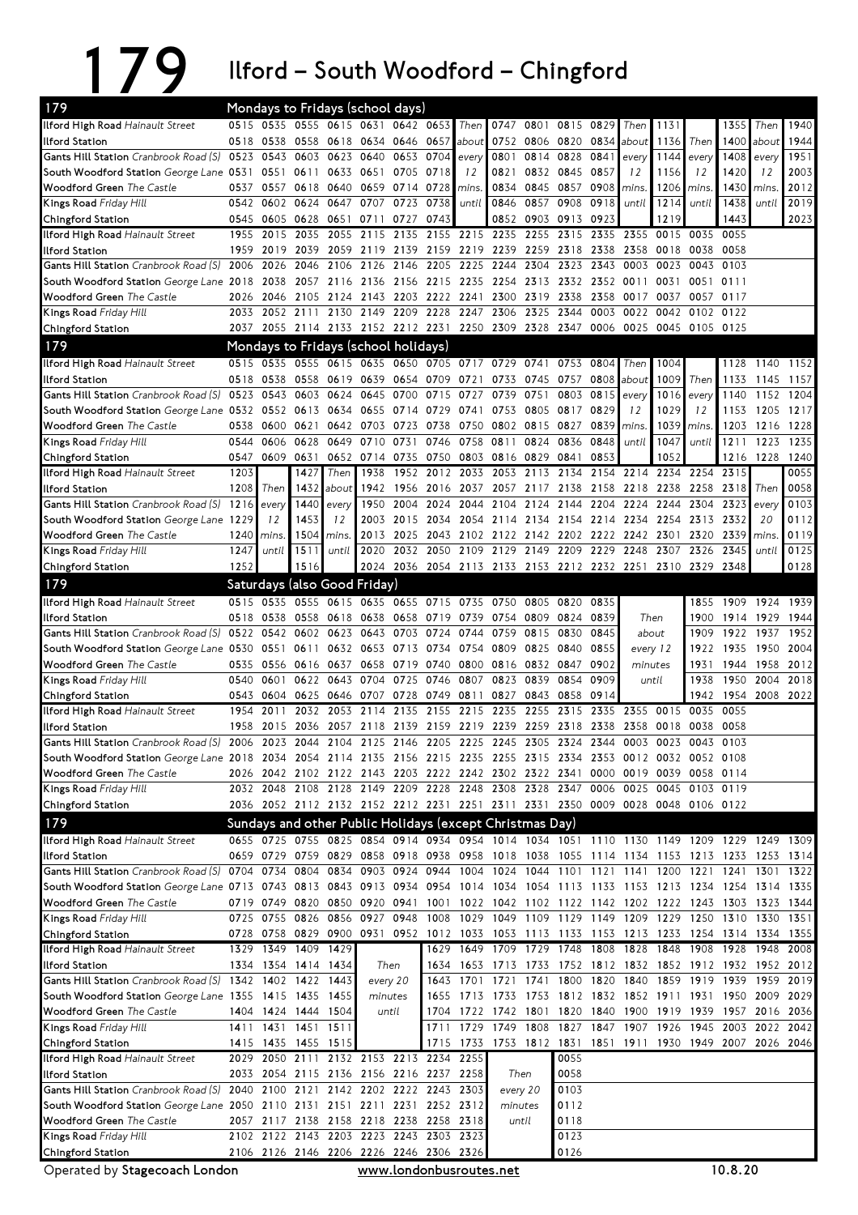# 179 Ilford – South Woodford – Chingford

## Mondays to Fridays (school days)

| Stop | | | | | | | | | | | | | | | | | | |
|---|---|---|---|---|---|---|---|---|---|---|---|---|---|---|---|---|---|---|
| **Ilford High Road** *Hainault Street* | 0515 | 0535 | 0555 | 0615 | 0631 | 0642 | 0653 | *Then* | 0747 | 0801 | 0815 | 0829 | *Then* | 1131 | | 1355 | *Then* | 1940 |
| **Ilford Station** | 0518 | 0538 | 0558 | 0618 | 0634 | 0646 | 0657 | *about* | 0752 | 0806 | 0820 | 0834 | *about* | 1136 | *Then* | 1400 | *about* | 1944 |
| **Gants Hill Station** *Cranbrook Road (S)* | 0523 | 0543 | 0603 | 0623 | 0640 | 0653 | 0704 | *every* | 0801 | 0814 | 0828 | 0841 | *every* | 1144 | *every* | 1408 | *every* | 1951 |
| **South Woodford Station** *George Lane* | 0531 | 0551 | 0611 | 0633 | 0651 | 0705 | 0718 | *12* | 0821 | 0832 | 0845 | 0857 | *12* | 1156 | *12* | 1420 | *12* | 2003 |
| **Woodford Green** *The Castle* | 0537 | 0557 | 0618 | 0640 | 0659 | 0714 | 0728 | *mins.* | 0834 | 0845 | 0857 | 0908 | *mins.* | 1206 | *mins.* | 1430 | *mins.* | 2012 |
| **Kings Road** *Friday Hill* | 0542 | 0602 | 0624 | 0647 | 0707 | 0723 | 0738 | *until* | 0846 | 0857 | 0908 | 0918 | *until* | 1214 | *until* | 1438 | *until* | 2019 |
| **Chingford Station** | 0545 | 0605 | 0628 | 0651 | 0711 | 0727 | 0743 | | 0852 | 0903 | 0913 | 0923 | | 1219 | | 1443 | | 2023 |

| Stop | | | | | | | | | | | | | | | | |
|---|---|---|---|---|---|---|---|---|---|---|---|---|---|---|---|---|
| **Ilford High Road** *Hainault Street* | 1955 | 2015 | 2035 | 2055 | 2115 | 2135 | 2155 | 2215 | 2235 | 2255 | 2315 | 2335 | 2355 | 0015 | 0035 | 0055 |
| **Ilford Station** | 1959 | 2019 | 2039 | 2059 | 2119 | 2139 | 2159 | 2219 | 2239 | 2259 | 2318 | 2338 | 2358 | 0018 | 0038 | 0058 |
| **Gants Hill Station** *Cranbrook Road (S)* | 2006 | 2026 | 2046 | 2106 | 2126 | 2146 | 2205 | 2225 | 2244 | 2304 | 2323 | 2343 | 0003 | 0023 | 0043 | 0103 |
| **South Woodford Station** *George Lane* | 2018 | 2038 | 2057 | 2116 | 2136 | 2156 | 2215 | 2235 | 2254 | 2313 | 2332 | 2352 | 0011 | 0031 | 0051 | 0111 |
| **Woodford Green** *The Castle* | 2026 | 2046 | 2105 | 2124 | 2143 | 2203 | 2222 | 2241 | 2300 | 2319 | 2338 | 2358 | 0017 | 0037 | 0057 | 0117 |
| **Kings Road** *Friday Hill* | 2033 | 2052 | 2111 | 2130 | 2149 | 2209 | 2228 | 2247 | 2306 | 2325 | 2344 | 0003 | 0022 | 0042 | 0102 | 0122 |
| **Chingford Station** | 2037 | 2055 | 2114 | 2133 | 2152 | 2212 | 2231 | 2250 | 2309 | 2328 | 2347 | 0006 | 0025 | 0045 | 0105 | 0125 |

## Mondays to Fridays (school holidays)

| Stop | | | | | | | | | | | | | | | | | | |
|---|---|---|---|---|---|---|---|---|---|---|---|---|---|---|---|---|---|---|
| **Ilford High Road** *Hainault Street* | 0515 | 0535 | 0555 | 0615 | 0635 | 0650 | 0705 | 0717 | 0729 | 0741 | 0753 | 0804 | *Then* | 1004 | | 1128 | 1140 | 1152 |
| **Ilford Station** | 0518 | 0538 | 0558 | 0619 | 0639 | 0654 | 0709 | 0721 | 0733 | 0745 | 0757 | 0808 | *about* | 1009 | *Then* | 1133 | 1145 | 1157 |
| **Gants Hill Station** *Cranbrook Road (S)* | 0523 | 0543 | 0603 | 0624 | 0645 | 0700 | 0715 | 0727 | 0739 | 0751 | 0803 | 0815 | *every* | 1016 | *every* | 1140 | 1152 | 1204 |
| **South Woodford Station** *George Lane* | 0532 | 0552 | 0613 | 0634 | 0655 | 0714 | 0729 | 0741 | 0753 | 0805 | 0817 | 0829 | *12* | 1029 | *12* | 1153 | 1205 | 1217 |
| **Woodford Green** *The Castle* | 0538 | 0600 | 0621 | 0642 | 0703 | 0723 | 0738 | 0750 | 0802 | 0815 | 0827 | 0839 | *mins.* | 1039 | *mins.* | 1203 | 1216 | 1228 |
| **Kings Road** *Friday Hill* | 0544 | 0606 | 0628 | 0649 | 0710 | 0731 | 0746 | 0758 | 0811 | 0824 | 0836 | 0848 | *until* | 1047 | *until* | 1211 | 1223 | 1235 |
| **Chingford Station** | 0547 | 0609 | 0631 | 0652 | 0714 | 0735 | 0750 | 0803 | 0816 | 0829 | 0841 | 0853 | | 1052 | | 1216 | 1228 | 1240 |

| Stop | | | | | | | | | | | | | | | | | | |
|---|---|---|---|---|---|---|---|---|---|---|---|---|---|---|---|---|---|---|
| **Ilford High Road** *Hainault Street* | 1203 | | 1427 | *Then* | 1938 | 1952 | 2012 | 2033 | 2053 | 2113 | 2134 | 2154 | 2214 | 2234 | 2254 | 2315 | | 0055 |
| **Ilford Station** | 1208 | *Then* | 1432 | *about* | 1942 | 1956 | 2016 | 2037 | 2057 | 2117 | 2138 | 2158 | 2218 | 2238 | 2258 | 2318 | *Then* | 0058 |
| **Gants Hill Station** *Cranbrook Road (S)* | 1216 | *every* | 1440 | *every* | 1950 | 2004 | 2024 | 2044 | 2104 | 2124 | 2144 | 2204 | 2224 | 2244 | 2304 | 2323 | *every* | 0103 |
| **South Woodford Station** *George Lane* | 1229 | *12* | 1453 | *12* | 2003 | 2015 | 2034 | 2054 | 2114 | 2134 | 2154 | 2214 | 2234 | 2254 | 2313 | 2332 | *20* | 0112 |
| **Woodford Green** *The Castle* | 1240 | *mins.* | 1504 | *mins.* | 2013 | 2025 | 2043 | 2102 | 2122 | 2142 | 2202 | 2222 | 2242 | 2301 | 2320 | 2339 | *mins.* | 0119 |
| **Kings Road** *Friday Hill* | 1247 | *until* | 1511 | *until* | 2020 | 2032 | 2050 | 2109 | 2129 | 2149 | 2209 | 2229 | 2248 | 2307 | 2326 | 2345 | *until* | 0125 |
| **Chingford Station** | 1252 | | 1516 | | 2024 | 2036 | 2054 | 2113 | 2133 | 2153 | 2212 | 2232 | 2251 | 2310 | 2329 | 2348 | | 0128 |

## Saturdays (also Good Friday)

| Stop | | | | | | | | | | | | | | | | | |
|---|---|---|---|---|---|---|---|---|---|---|---|---|---|---|---|---|---|
| **Ilford High Road** *Hainault Street* | 0515 | 0535 | 0555 | 0615 | 0635 | 0655 | 0715 | 0735 | 0750 | 0805 | 0820 | 0835 | | 1855 | 1909 | 1924 | 1939 |
| **Ilford Station** | 0518 | 0538 | 0558 | 0618 | 0638 | 0658 | 0719 | 0739 | 0754 | 0809 | 0824 | 0839 | *Then* | 1900 | 1914 | 1929 | 1944 |
| **Gants Hill Station** *Cranbrook Road (S)* | 0522 | 0542 | 0602 | 0623 | 0643 | 0703 | 0724 | 0744 | 0759 | 0815 | 0830 | 0845 | *about* | 1909 | 1922 | 1937 | 1952 |
| **South Woodford Station** *George Lane* | 0530 | 0551 | 0611 | 0632 | 0653 | 0713 | 0734 | 0754 | 0809 | 0825 | 0840 | 0855 | *every 12* | 1922 | 1935 | 1950 | 2004 |
| **Woodford Green** *The Castle* | 0535 | 0556 | 0616 | 0637 | 0658 | 0719 | 0740 | 0800 | 0816 | 0832 | 0847 | 0902 | *minutes* | 1931 | 1944 | 1958 | 2012 |
| **Kings Road** *Friday Hill* | 0540 | 0601 | 0622 | 0643 | 0704 | 0725 | 0746 | 0807 | 0823 | 0839 | 0854 | 0909 | *until* | 1938 | 1950 | 2004 | 2018 |
| **Chingford Station** | 0543 | 0604 | 0625 | 0646 | 0707 | 0728 | 0749 | 0811 | 0827 | 0843 | 0858 | 0914 | | 1942 | 1954 | 2008 | 2022 |

| Stop | | | | | | | | | | | | | | | | |
|---|---|---|---|---|---|---|---|---|---|---|---|---|---|---|---|---|
| **Ilford High Road** *Hainault Street* | 1954 | 2011 | 2032 | 2053 | 2114 | 2135 | 2155 | 2215 | 2235 | 2255 | 2315 | 2335 | 2355 | 0015 | 0035 | 0055 |
| **Ilford Station** | 1958 | 2015 | 2036 | 2057 | 2118 | 2139 | 2159 | 2219 | 2239 | 2259 | 2318 | 2338 | 2358 | 0018 | 0038 | 0058 |
| **Gants Hill Station** *Cranbrook Road (S)* | 2006 | 2023 | 2044 | 2104 | 2125 | 2146 | 2205 | 2225 | 2245 | 2305 | 2324 | 2344 | 0003 | 0023 | 0043 | 0103 |
| **South Woodford Station** *George Lane* | 2018 | 2034 | 2054 | 2114 | 2135 | 2156 | 2215 | 2235 | 2255 | 2315 | 2334 | 2353 | 0012 | 0032 | 0052 | 0108 |
| **Woodford Green** *The Castle* | 2026 | 2042 | 2102 | 2122 | 2143 | 2203 | 2222 | 2242 | 2302 | 2322 | 2341 | 0000 | 0019 | 0039 | 0058 | 0114 |
| **Kings Road** *Friday Hill* | 2032 | 2048 | 2108 | 2128 | 2149 | 2209 | 2228 | 2248 | 2308 | 2328 | 2347 | 0006 | 0025 | 0045 | 0103 | 0119 |
| **Chingford Station** | 2036 | 2052 | 2112 | 2132 | 2152 | 2212 | 2231 | 2251 | 2311 | 2331 | 2350 | 0009 | 0028 | 0048 | 0106 | 0122 |

## Sundays and other Public Holidays (except Christmas Day)

| Stop | | | | | | | | | | | | | | | | | | |
|---|---|---|---|---|---|---|---|---|---|---|---|---|---|---|---|---|---|---|
| **Ilford High Road** *Hainault Street* | 0655 | 0725 | 0755 | 0825 | 0854 | 0914 | 0934 | 0954 | 1014 | 1034 | 1051 | 1110 | 1130 | 1149 | 1209 | 1229 | 1249 | 1309 |
| **Ilford Station** | 0659 | 0729 | 0759 | 0829 | 0858 | 0918 | 0938 | 0958 | 1018 | 1038 | 1055 | 1114 | 1134 | 1153 | 1213 | 1233 | 1253 | 1314 |
| **Gants Hill Station** *Cranbrook Road (S)* | 0704 | 0734 | 0804 | 0834 | 0903 | 0924 | 0944 | 1004 | 1024 | 1044 | 1101 | 1121 | 1141 | 1200 | 1221 | 1241 | 1301 | 1322 |
| **South Woodford Station** *George Lane* | 0713 | 0743 | 0813 | 0843 | 0913 | 0934 | 0954 | 1014 | 1034 | 1054 | 1113 | 1133 | 1153 | 1213 | 1234 | 1254 | 1314 | 1335 |
| **Woodford Green** *The Castle* | 0719 | 0749 | 0820 | 0850 | 0920 | 0941 | 1001 | 1022 | 1042 | 1102 | 1122 | 1142 | 1202 | 1222 | 1243 | 1303 | 1323 | 1344 |
| **Kings Road** *Friday Hill* | 0725 | 0755 | 0826 | 0856 | 0927 | 0948 | 1008 | 1029 | 1049 | 1109 | 1129 | 1149 | 1209 | 1229 | 1250 | 1310 | 1330 | 1351 |
| **Chingford Station** | 0728 | 0758 | 0829 | 0900 | 0931 | 0952 | 1012 | 1033 | 1053 | 1113 | 1133 | 1153 | 1213 | 1233 | 1254 | 1314 | 1334 | 1355 |

| Stop | | | | | | | | | | | | | | | | | |
|---|---|---|---|---|---|---|---|---|---|---|---|---|---|---|---|---|---|
| **Ilford High Road** *Hainault Street* | 1329 | 1349 | 1409 | 1429 | | 1629 | 1649 | 1709 | 1729 | 1748 | 1808 | 1828 | 1848 | 1908 | 1928 | 1948 | 2008 |
| **Ilford Station** | 1334 | 1354 | 1414 | 1434 | *Then* | 1634 | 1653 | 1713 | 1733 | 1752 | 1812 | 1832 | 1852 | 1912 | 1932 | 1952 | 2012 |
| **Gants Hill Station** *Cranbrook Road (S)* | 1342 | 1402 | 1422 | 1443 | *every 20* | 1643 | 1701 | 1721 | 1741 | 1800 | 1820 | 1840 | 1859 | 1919 | 1939 | 1959 | 2019 |
| **South Woodford Station** *George Lane* | 1355 | 1415 | 1435 | 1455 | *minutes* | 1655 | 1713 | 1733 | 1753 | 1812 | 1832 | 1852 | 1911 | 1931 | 1950 | 2009 | 2029 |
| **Woodford Green** *The Castle* | 1404 | 1424 | 1444 | 1504 | *until* | 1704 | 1722 | 1742 | 1801 | 1820 | 1840 | 1900 | 1919 | 1939 | 1957 | 2016 | 2036 |
| **Kings Road** *Friday Hill* | 1411 | 1431 | 1451 | 1511 | | 1711 | 1729 | 1749 | 1808 | 1827 | 1847 | 1907 | 1926 | 1945 | 2003 | 2022 | 2042 |
| **Chingford Station** | 1415 | 1435 | 1455 | 1515 | | 1715 | 1733 | 1753 | 1812 | 1831 | 1851 | 1911 | 1930 | 1949 | 2007 | 2026 | 2046 |

| Stop | | | | | | | | | | |
|---|---|---|---|---|---|---|---|---|---|---|
| **Ilford High Road** *Hainault Street* | 2029 | 2050 | 2111 | 2132 | 2153 | 2213 | 2234 | 2255 | | 0055 |
| **Ilford Station** | 2033 | 2054 | 2115 | 2136 | 2156 | 2216 | 2237 | 2258 | *Then* | 0058 |
| **Gants Hill Station** *Cranbrook Road (S)* | 2040 | 2100 | 2121 | 2142 | 2202 | 2222 | 2243 | 2303 | *every 20* | 0103 |
| **South Woodford Station** *George Lane* | 2050 | 2110 | 2131 | 2151 | 2211 | 2231 | 2252 | 2312 | *minutes* | 0112 |
| **Woodford Green** *The Castle* | 2057 | 2117 | 2138 | 2158 | 2218 | 2238 | 2258 | 2318 | *until* | 0118 |
| **Kings Road** *Friday Hill* | 2102 | 2122 | 2143 | 2203 | 2223 | 2243 | 2303 | 2323 | | 0123 |
| **Chingford Station** | 2106 | 2126 | 2146 | 2206 | 2226 | 2246 | 2306 | 2326 | | 0126 |

Operated by **Stagecoach London** www.londonbusroutes.net 10.8.20